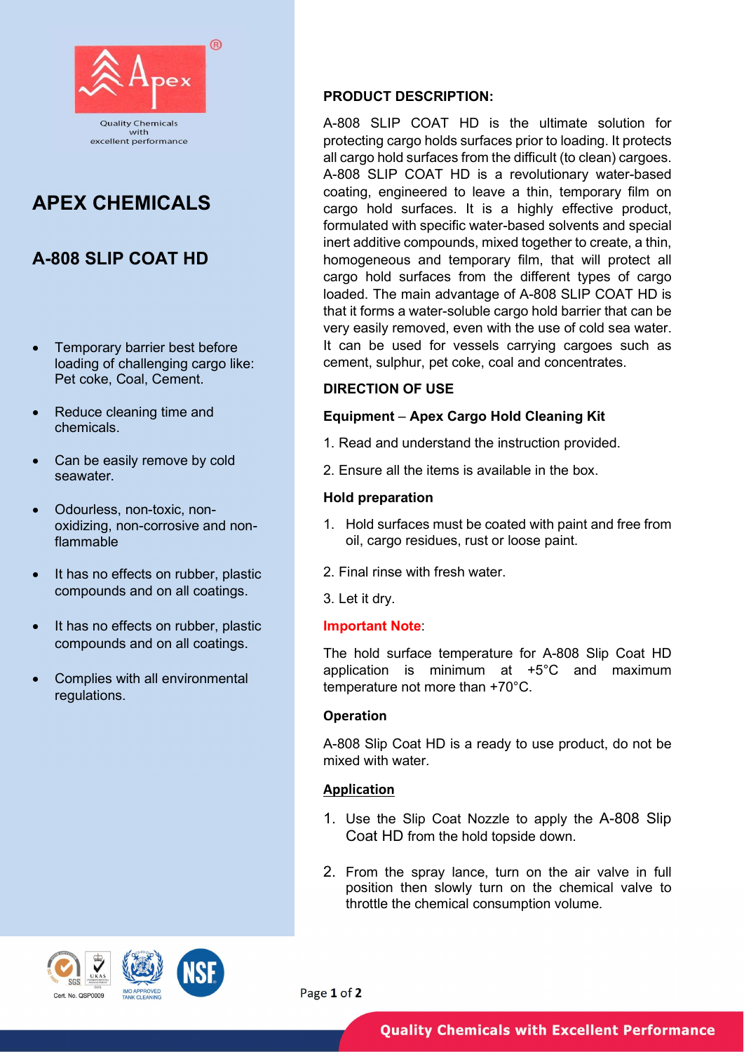APEX CHEMICALS

Quality Chemicals with excellent performance

# APEX CHEMICALS

## A-808 SLIP COAT HD

- Temporary barrier best before loading of challenging cargo like: Pet coke, Coal, Cement.
- Reduce cleaning time and chemicals.
- Can be easily remove by cold seawater.
- Odourless, non-toxic, non-oxidizing, non-corrosive and non-flammable
- It has no effects on rubber, plastic compounds and on all coatings.
- It has no effects on rubber, plastic compounds and on all coatings.
- Complies with all environmental regulations.

Cert. No. QSP0009

IMO APPROVED TANK CLEANING

**PRODUCT DESCRIPTION:**

A-808 SLIP COAT HD is the ultimate solution for protecting cargo holds surfaces prior to loading. It protects all cargo hold surfaces from the difficult (to clean) cargoes. A-808 SLIP COAT HD is a revolutionary water-based coating, engineered to leave a thin, temporary film on cargo hold surfaces. It is a highly effective product, formulated with specific water-based solvents and special inert additive compounds, mixed together to create, a thin, homogeneous and temporary film, that will protect all cargo hold surfaces from the different types of cargo loaded. The main advantage of A-808 SLIP COAT HD is that it forms a water-soluble cargo hold barrier that can be very easily removed, even with the use of cold sea water. It can be used for vessels carrying cargoes such as cement, sulphur, pet coke, coal and concentrates.

**DIRECTION OF USE**

**Equipment – Apex Cargo Hold Cleaning Kit**

1. Read and understand the instruction provided.
2. Ensure all the items is available in the box.

**Hold preparation**

1. Hold surfaces must be coated with paint and free from oil, cargo residues, rust or loose paint.
2. Final rinse with fresh water.
3. Let it dry.

**Important Note**:

The hold surface temperature for A-808 Slip Coat HD application is minimum at +5°C and maximum temperature not more than +70°C.

**Operation**

A-808 Slip Coat HD is a ready to use product, do not be mixed with water.

**Application**

1. Use the Slip Coat Nozzle to apply the A-808 Slip Coat HD from the hold topside down.
2. From the spray lance, turn on the air valve in full position then slowly turn on the chemical valve to throttle the chemical consumption volume.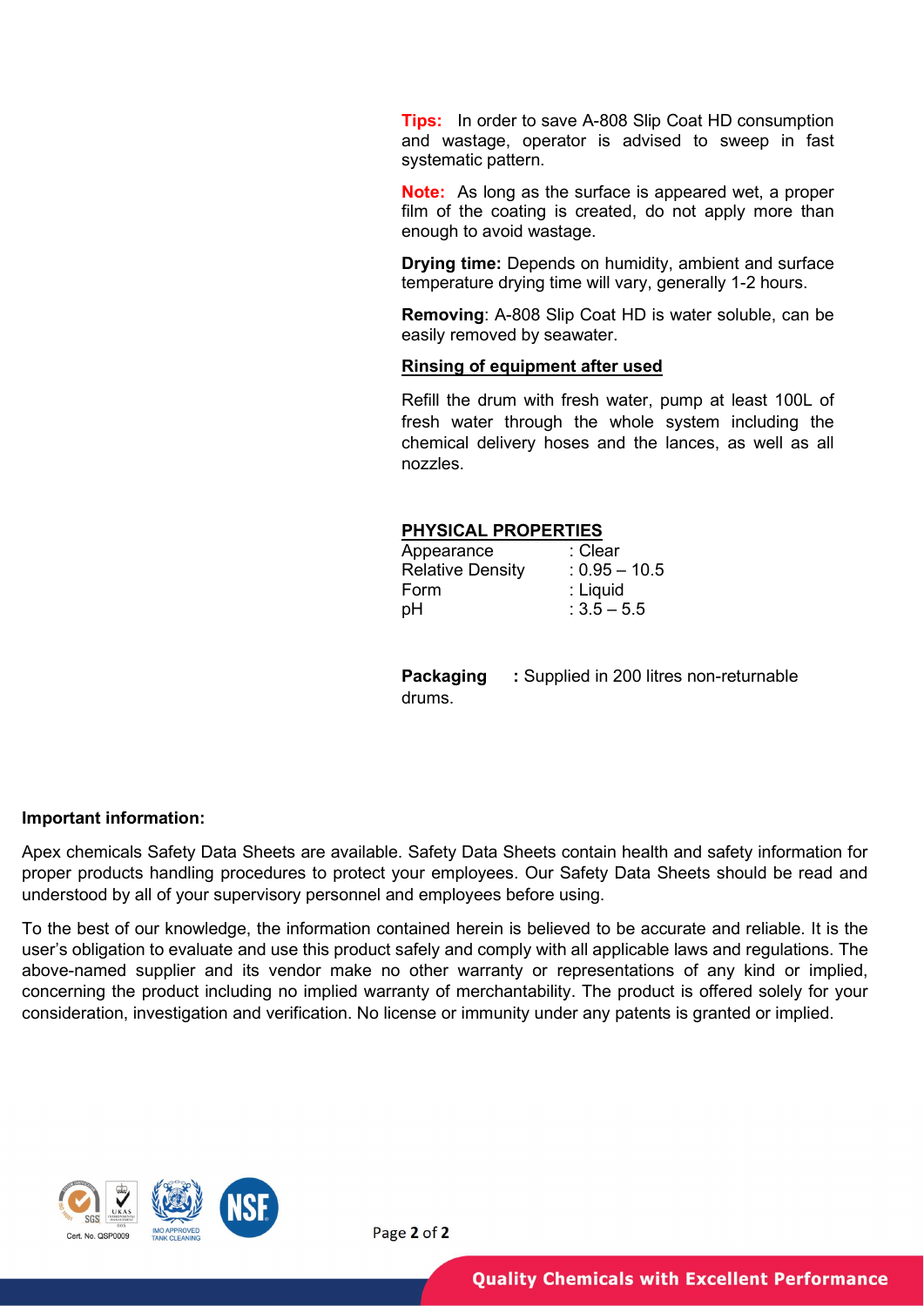**Tips:** In order to save A-808 Slip Coat HD consumption and wastage, operator is advised to sweep in fast systematic pattern.

**Note:** As long as the surface is appeared wet, a proper film of the coating is created, do not apply more than enough to avoid wastage.

**Drying time:** Depends on humidity, ambient and surface temperature drying time will vary, generally 1-2 hours.

**Removing**: A-808 Slip Coat HD is water soluble, can be easily removed by seawater.

**Rinsing of equipment after used**

Refill the drum with fresh water, pump at least 100L of fresh water through the whole system including the chemical delivery hoses and the lances, as well as all nozzles.

**PHYSICAL PROPERTIES**

| | |
|---|---|
| Appearance | : Clear |
| Relative Density | : 0.95 – 10.5 |
| Form | : Liquid |
| pH | : 3.5 – 5.5 |

**Packaging** **:** Supplied in 200 litres non-returnable drums.

**Important information:**

Apex chemicals Safety Data Sheets are available. Safety Data Sheets contain health and safety information for proper products handling procedures to protect your employees. Our Safety Data Sheets should be read and understood by all of your supervisory personnel and employees before using.

To the best of our knowledge, the information contained herein is believed to be accurate and reliable. It is the user's obligation to evaluate and use this product safely and comply with all applicable laws and regulations. The above-named supplier and its vendor make no other warranty or representations of any kind or implied, concerning the product including no implied warranty of merchantability. The product is offered solely for your consideration, investigation and verification. No license or immunity under any patents is granted or implied.

Cert. No. QSP0009

IMO APPROVED TANK CLEANING

Quality Chemicals with Excellent Performance